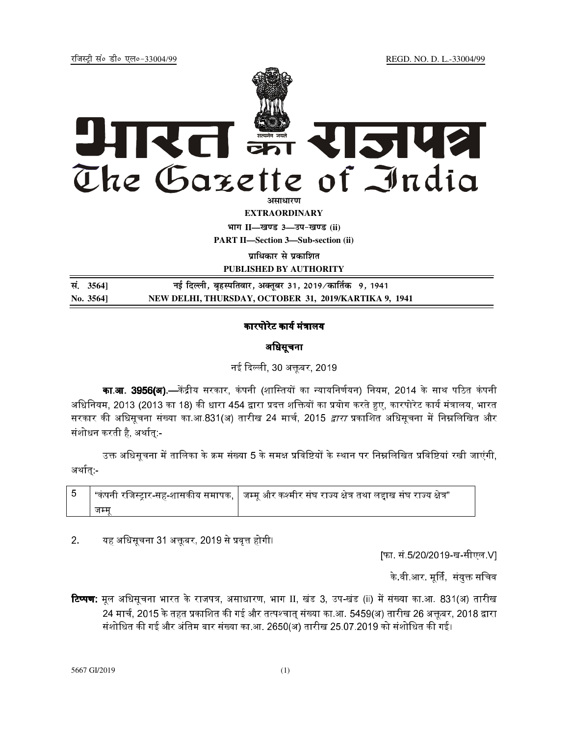रजिस्ट्री सं० डी० एल०-33004/99 REGD. NO. D. L.-33004/99

# भारत का राजपत्र
# The Gazette of India

**असाधारण**

**EXTRAORDINARY**

**भाग II—खण्ड 3—उप-खण्ड (ii)**

**PART II—Section 3—Sub-section (ii)**

**प्राधिकार से प्रकाशित**

**PUBLISHED BY AUTHORITY**

| सं. 3564] | नई दिल्ली, बृहस्पतिवार, अक्तूबर 31, 2019/कार्तिक 9, 1941 |
|---|---|
| **No. 3564]** | **NEW DELHI, THURSDAY, OCTOBER 31, 2019/KARTIKA 9, 1941** |

## कारपोरेट कार्य मंत्रालय

### अधिसूचना

नई दिल्ली, 30 अक्तूबर, 2019

**का.आ. 3956(अ).**—केंद्रीय सरकार, कंपनी (शास्तियों का न्यायनिर्णयन) नियम, 2014 के साथ पठित कंपनी अधिनियम, 2013 (2013 का 18) की धारा 454 द्वारा प्रदत्त शक्तियों का प्रयोग करते हुए, कारपोरेट कार्य मंत्रालय, भारत सरकार की अधिसूचना संख्या का.आ.831(अ) तारीख 24 मार्च, 2015 *द्वारा* प्रकाशित अधिसूचना में निम्नलिखित और संशोधन करती है, अर्थात्:-

उक्त अधिसूचना में तालिका के क्रम संख्या 5 के समक्ष प्रविष्टियों के स्थान पर निम्नलिखित प्रविष्टियां रखी जाएंगी, अर्थात्:-

| 5 | "कंपनी रजिस्ट्रार-सह-शासकीय समापक, जम्मू | जम्मू और कश्मीर संघ राज्य क्षेत्र तथा लद्दाख संघ राज्य क्षेत्र" |
|---|---|---|

2. यह अधिसूचना 31 अक्तूबर, 2019 से प्रवृत्त होगी।

[फा. सं.5/20/2019-ख-सीएल.V]

के.वी.आर. मूर्ति, संयुक्त सचिव

**टिप्पण:** मूल अधिसूचना भारत के राजपत्र, असाधारण, भाग II, खंड 3, उप-खंड (ii) में संख्या का.आ. 831(अ) तारीख 24 मार्च, 2015 के तहत प्रकाशित की गई और तत्पश्चात् संख्या का.आ. 5459(अ) तारीख 26 अक्तूबर, 2018 द्वारा संशोधित की गई और अंतिम बार संख्या का.आ. 2650(अ) तारीख 25.07.2019 को संशोधित की गई।

5667 GI/2019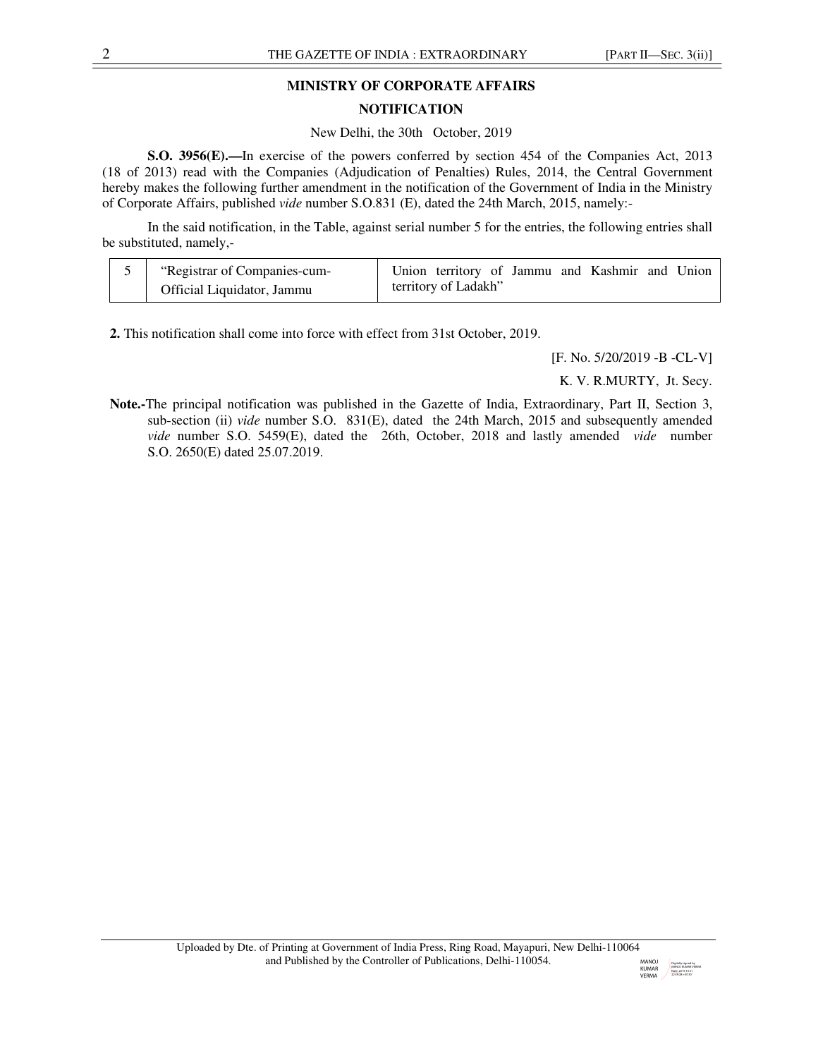## MINISTRY OF CORPORATE AFFAIRS

## NOTIFICATION

New Delhi, the 30th October, 2019

**S.O. 3956(E).—**In exercise of the powers conferred by section 454 of the Companies Act, 2013 (18 of 2013) read with the Companies (Adjudication of Penalties) Rules, 2014, the Central Government hereby makes the following further amendment in the notification of the Government of India in the Ministry of Corporate Affairs, published *vide* number S.O.831 (E), dated the 24th March, 2015, namely:-

In the said notification, in the Table, against serial number 5 for the entries, the following entries shall be substituted, namely,-

| | | |
|---|---|---|
| 5 | "Registrar of Companies-cum-Official Liquidator, Jammu | Union territory of Jammu and Kashmir and Union territory of Ladakh" |

**2.** This notification shall come into force with effect from 31st October, 2019.

[F. No. 5/20/2019 -B -CL-V]

K. V. R.MURTY, Jt. Secy.

**Note.-**The principal notification was published in the Gazette of India, Extraordinary, Part II, Section 3, sub-section (ii) *vide* number S.O. 831(E), dated the 24th March, 2015 and subsequently amended *vide* number S.O. 5459(E), dated the 26th, October, 2018 and lastly amended *vide* number S.O. 2650(E) dated 25.07.2019.

Uploaded by Dte. of Printing at Government of India Press, Ring Road, Mayapuri, New Delhi-110064 and Published by the Controller of Publications, Delhi-110054.